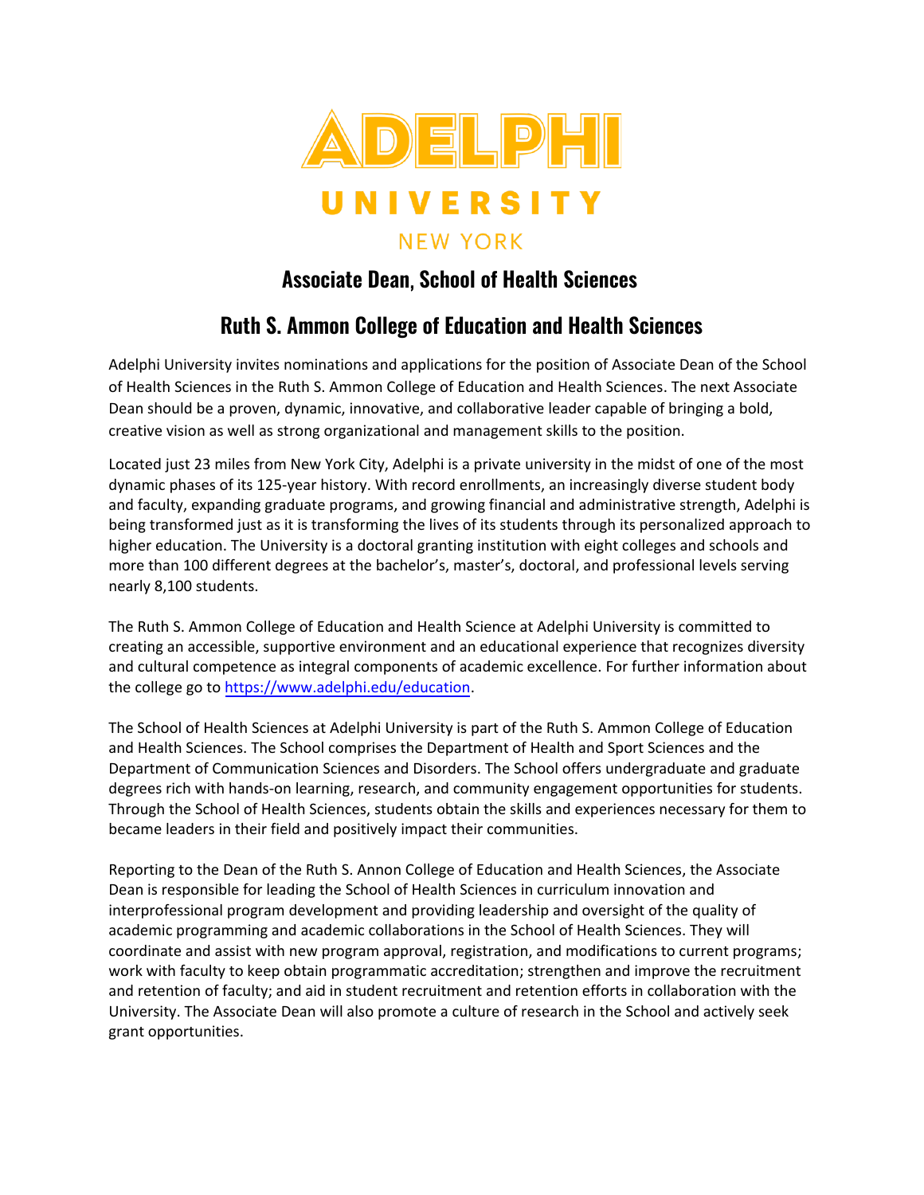# ADELPHI UNIVERSITY NEW YORK

## Associate Dean, School of Health Sciences

## Ruth S. Ammon College of Education and Health Sciences

Adelphi University invites nominations and applications for the position of Associate Dean of the School of Health Sciences in the Ruth S. Ammon College of Education and Health Sciences. The next Associate Dean should be a proven, dynamic, innovative, and collaborative leader capable of bringing a bold, creative vision as well as strong organizational and management skills to the position.

Located just 23 miles from New York City, Adelphi is a private university in the midst of one of the most dynamic phases of its 125-year history. With record enrollments, an increasingly diverse student body and faculty, expanding graduate programs, and growing financial and administrative strength, Adelphi is being transformed just as it is transforming the lives of its students through its personalized approach to higher education. The University is a doctoral granting institution with eight colleges and schools and more than 100 different degrees at the bachelor's, master's, doctoral, and professional levels serving nearly 8,100 students.

The Ruth S. Ammon College of Education and Health Science at Adelphi University is committed to creating an accessible, supportive environment and an educational experience that recognizes diversity and cultural competence as integral components of academic excellence. For further information about the college go to [https://www.adelphi.edu/education](https://www.adelphi.edu/education).

The School of Health Sciences at Adelphi University is part of the Ruth S. Ammon College of Education and Health Sciences. The School comprises the Department of Health and Sport Sciences and the Department of Communication Sciences and Disorders. The School offers undergraduate and graduate degrees rich with hands-on learning, research, and community engagement opportunities for students. Through the School of Health Sciences, students obtain the skills and experiences necessary for them to became leaders in their field and positively impact their communities.

Reporting to the Dean of the Ruth S. Annon College of Education and Health Sciences, the Associate Dean is responsible for leading the School of Health Sciences in curriculum innovation and interprofessional program development and providing leadership and oversight of the quality of academic programming and academic collaborations in the School of Health Sciences. They will coordinate and assist with new program approval, registration, and modifications to current programs; work with faculty to keep obtain programmatic accreditation; strengthen and improve the recruitment and retention of faculty; and aid in student recruitment and retention efforts in collaboration with the University. The Associate Dean will also promote a culture of research in the School and actively seek grant opportunities.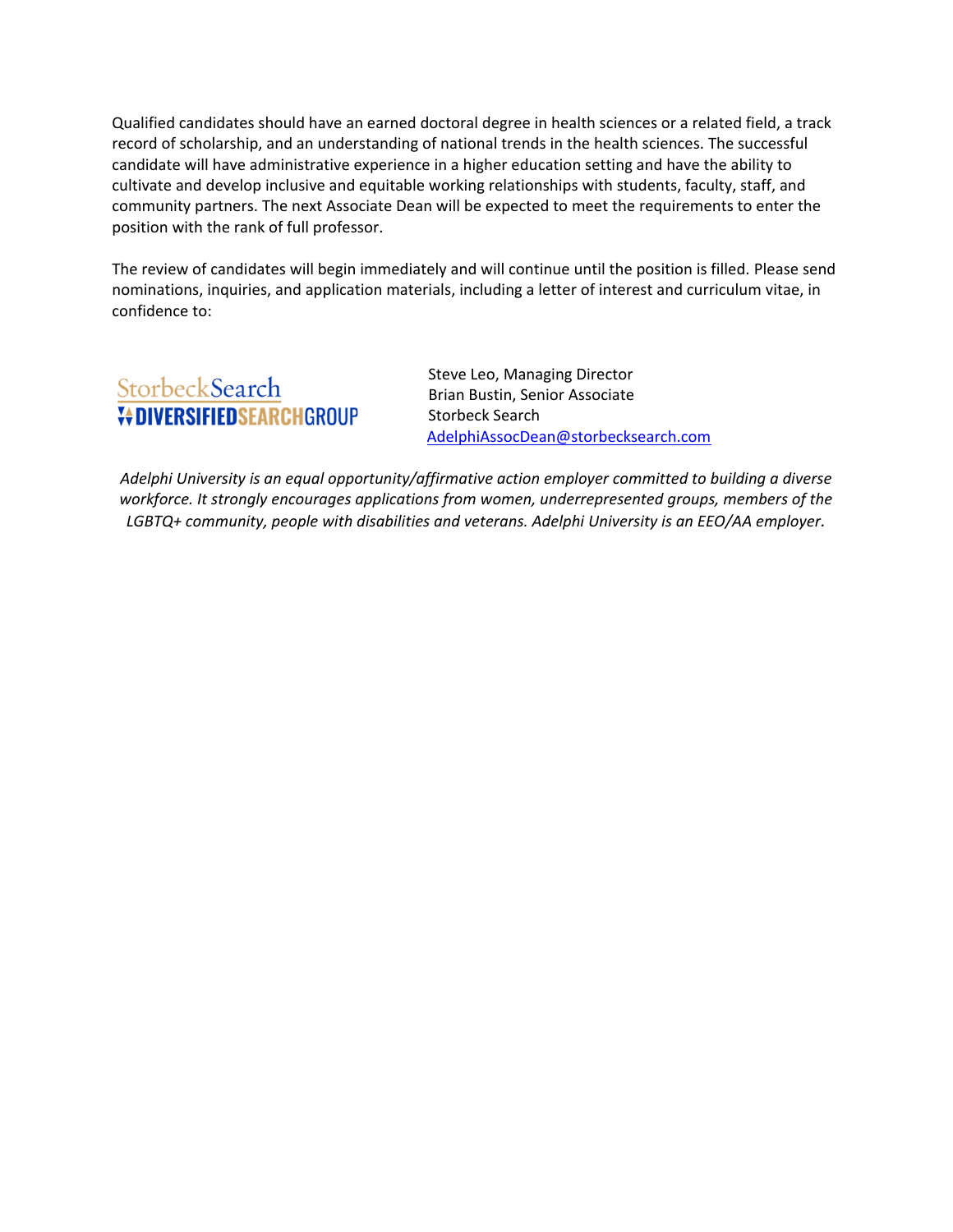Qualified candidates should have an earned doctoral degree in health sciences or a related field, a track record of scholarship, and an understanding of national trends in the health sciences. The successful candidate will have administrative experience in a higher education setting and have the ability to cultivate and develop inclusive and equitable working relationships with students, faculty, staff, and community partners. The next Associate Dean will be expected to meet the requirements to enter the position with the rank of full professor.

The review of candidates will begin immediately and will continue until the position is filled. Please send nominations, inquiries, and application materials, including a letter of interest and curriculum vitae, in confidence to:

StorbeckSearch
DIVERSIFIEDSEARCHGROUP

Steve Leo, Managing Director
Brian Bustin, Senior Associate
Storbeck Search
AdelphiAssocDean@storbecksearch.com

*Adelphi University is an equal opportunity/affirmative action employer committed to building a diverse workforce. It strongly encourages applications from women, underrepresented groups, members of the LGBTQ+ community, people with disabilities and veterans. Adelphi University is an EEO/AA employer.*